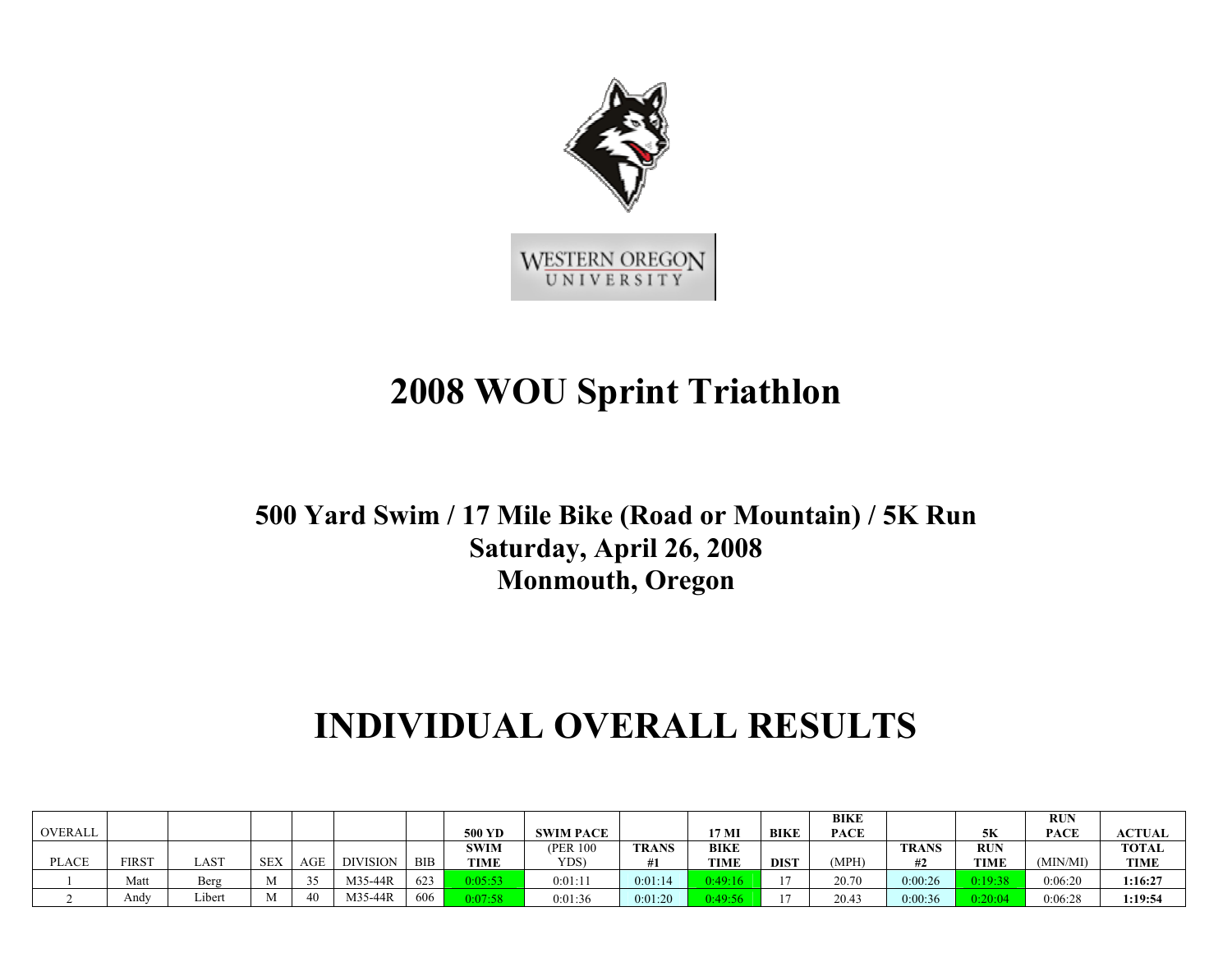# 2008 WOU Sprint Triathlon

## 500 Yard Swim / 17 Mile Bike (Road or Mountain) / 5K Run
## Saturday, April 26, 2008
## Monmouth, Oregon

# INDIVIDUAL OVERALL RESULTS

| OVERALL PLACE | FIRST | LAST | SEX | AGE | DIVISION | BIB | 500 YD SWIM TIME | SWIM PACE (PER 100 YDS) | TRANS #1 | 17 MI BIKE TIME | BIKE DIST | BIKE PACE (MPH) | TRANS #2 | 5K RUN TIME | RUN PACE (MIN/MI) | ACTUAL TOTAL TIME |
|---|---|---|---|---|---|---|---|---|---|---|---|---|---|---|---|---|
| 1 | Matt | Berg | M | 35 | M35-44R | 623 | 0:05:53 | 0:01:11 | 0:01:14 | 0:49:16 | 17 | 20.70 | 0:00:26 | 0:19:38 | 0:06:20 | **1:16:27** |
| 2 | Andy | Libert | M | 40 | M35-44R | 606 | 0:07:58 | 0:01:36 | 0:01:20 | 0:49:56 | 17 | 20.43 | 0:00:36 | 0:20:04 | 0:06:28 | **1:19:54** |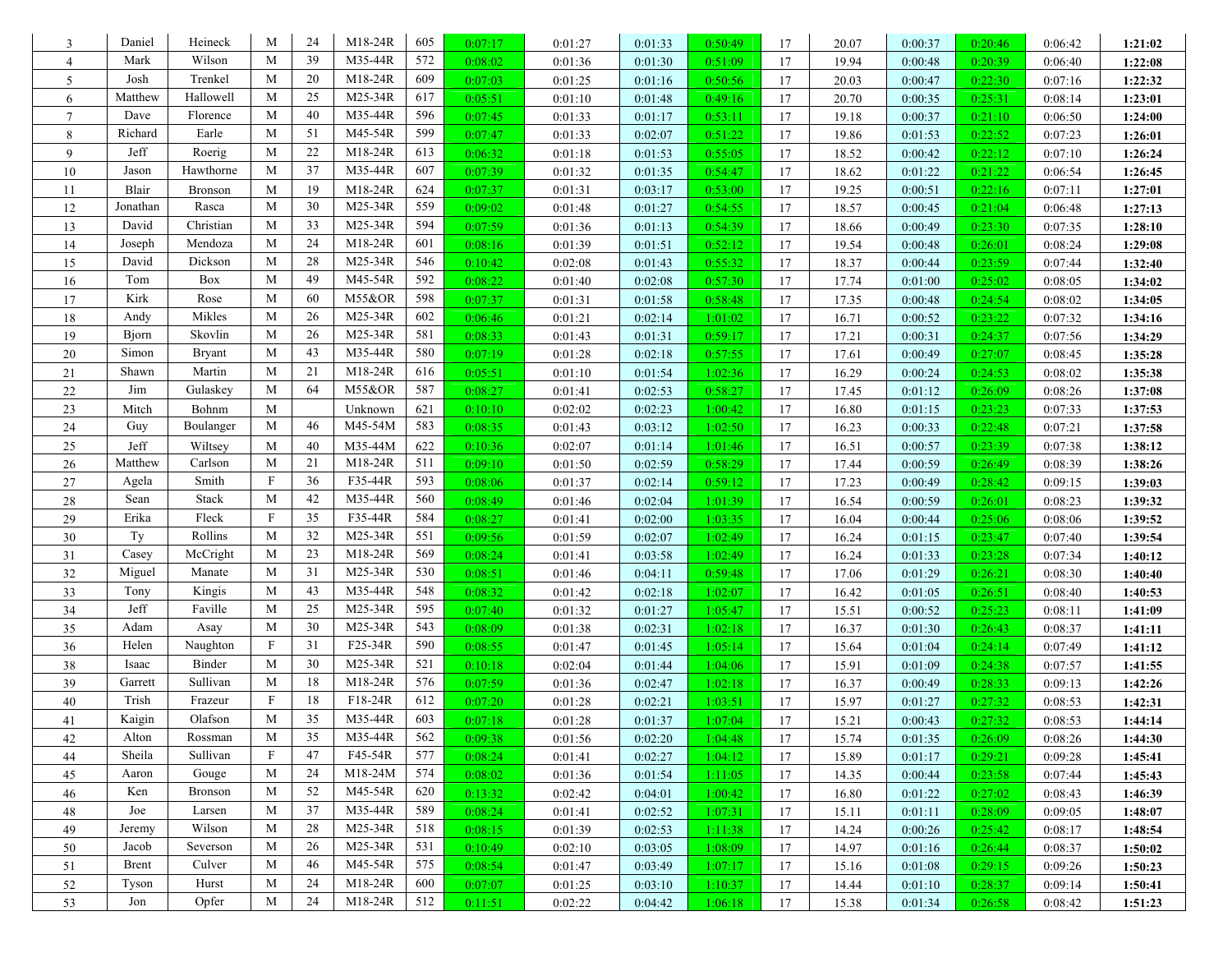| | | | | | | | | | | | | | | | | | |
|---|---|---|---|---|---|---|---|---|---|---|---|---|---|---|---|---|---|
| 3 | Daniel | Heineck | M | 24 | M18-24R | 605 | 0:07:17 | 0:01:27 | 0:01:33 | 0:50:49 | 17 | 20.07 | 0:00:37 | 0:20:46 | 0:06:42 | **1:21:02** |
| 4 | Mark | Wilson | M | 39 | M35-44R | 572 | 0:08:02 | 0:01:36 | 0:01:30 | 0:51:09 | 17 | 19.94 | 0:00:48 | 0:20:39 | 0:06:40 | **1:22:08** |
| 5 | Josh | Trenkel | M | 20 | M18-24R | 609 | 0:07:03 | 0:01:25 | 0:01:16 | 0:50:56 | 17 | 20.03 | 0:00:47 | 0:22:30 | 0:07:16 | **1:22:32** |
| 6 | Matthew | Hallowell | M | 25 | M25-34R | 617 | 0:05:51 | 0:01:10 | 0:01:48 | 0:49:16 | 17 | 20.70 | 0:00:35 | 0:25:31 | 0:08:14 | **1:23:01** |
| 7 | Dave | Florence | M | 40 | M35-44R | 596 | 0:07:45 | 0:01:33 | 0:01:17 | 0:53:11 | 17 | 19.18 | 0:00:37 | 0:21:10 | 0:06:50 | **1:24:00** |
| 8 | Richard | Earle | M | 51 | M45-54R | 599 | 0:07:47 | 0:01:33 | 0:02:07 | 0:51:22 | 17 | 19.86 | 0:01:53 | 0:22:52 | 0:07:23 | **1:26:01** |
| 9 | Jeff | Roerig | M | 22 | M18-24R | 613 | 0:06:32 | 0:01:18 | 0:01:53 | 0:55:05 | 17 | 18.52 | 0:00:42 | 0:22:12 | 0:07:10 | **1:26:24** |
| 10 | Jason | Hawthorne | M | 37 | M35-44R | 607 | 0:07:39 | 0:01:32 | 0:01:35 | 0:54:47 | 17 | 18.62 | 0:01:22 | 0:21:22 | 0:06:54 | **1:26:45** |
| 11 | Blair | Bronson | M | 19 | M18-24R | 624 | 0:07:37 | 0:01:31 | 0:03:17 | 0:53:00 | 17 | 19.25 | 0:00:51 | 0:22:16 | 0:07:11 | **1:27:01** |
| 12 | Jonathan | Rasca | M | 30 | M25-34R | 559 | 0:09:02 | 0:01:48 | 0:01:27 | 0:54:55 | 17 | 18.57 | 0:00:45 | 0:21:04 | 0:06:48 | **1:27:13** |
| 13 | David | Christian | M | 33 | M25-34R | 594 | 0:07:59 | 0:01:36 | 0:01:13 | 0:54:39 | 17 | 18.66 | 0:00:49 | 0:23:30 | 0:07:35 | **1:28:10** |
| 14 | Joseph | Mendoza | M | 24 | M18-24R | 601 | 0:08:16 | 0:01:39 | 0:01:51 | 0:52:12 | 17 | 19.54 | 0:00:48 | 0:26:01 | 0:08:24 | **1:29:08** |
| 15 | David | Dickson | M | 28 | M25-34R | 546 | 0:10:42 | 0:02:08 | 0:01:43 | 0:55:32 | 17 | 18.37 | 0:00:44 | 0:23:59 | 0:07:44 | **1:32:40** |
| 16 | Tom | Box | M | 49 | M45-54R | 592 | 0:08:22 | 0:01:40 | 0:02:08 | 0:57:30 | 17 | 17.74 | 0:01:00 | 0:25:02 | 0:08:05 | **1:34:02** |
| 17 | Kirk | Rose | M | 60 | M55&OR | 598 | 0:07:37 | 0:01:31 | 0:01:58 | 0:58:48 | 17 | 17.35 | 0:00:48 | 0:24:54 | 0:08:02 | **1:34:05** |
| 18 | Andy | Mikles | M | 26 | M25-34R | 602 | 0:06:46 | 0:01:21 | 0:02:14 | 1:01:02 | 17 | 16.71 | 0:00:52 | 0:23:22 | 0:07:32 | **1:34:16** |
| 19 | Bjorn | Skovlin | M | 26 | M25-34R | 581 | 0:08:33 | 0:01:43 | 0:01:31 | 0:59:17 | 17 | 17.21 | 0:00:31 | 0:24:37 | 0:07:56 | **1:34:29** |
| 20 | Simon | Bryant | M | 43 | M35-44R | 580 | 0:07:19 | 0:01:28 | 0:02:18 | 0:57:55 | 17 | 17.61 | 0:00:49 | 0:27:07 | 0:08:45 | **1:35:28** |
| 21 | Shawn | Martin | M | 21 | M18-24R | 616 | 0:05:51 | 0:01:10 | 0:01:54 | 1:02:36 | 17 | 16.29 | 0:00:24 | 0:24:53 | 0:08:02 | **1:35:38** |
| 22 | Jim | Gulaskey | M | 64 | M55&OR | 587 | 0:08:27 | 0:01:41 | 0:02:53 | 0:58:27 | 17 | 17.45 | 0:01:12 | 0:26:09 | 0:08:26 | **1:37:08** |
| 23 | Mitch | Bohnm | M | | Unknown | 621 | 0:10:10 | 0:02:02 | 0:02:23 | 1:00:42 | 17 | 16.80 | 0:01:15 | 0:23:23 | 0:07:33 | **1:37:53** |
| 24 | Guy | Boulanger | M | 46 | M45-54M | 583 | 0:08:35 | 0:01:43 | 0:03:12 | 1:02:50 | 17 | 16.23 | 0:00:33 | 0:22:48 | 0:07:21 | **1:37:58** |
| 25 | Jeff | Wiltsey | M | 40 | M35-44M | 622 | 0:10:36 | 0:02:07 | 0:01:14 | 1:01:46 | 17 | 16.51 | 0:00:57 | 0:23:39 | 0:07:38 | **1:38:12** |
| 26 | Matthew | Carlson | M | 21 | M18-24R | 511 | 0:09:10 | 0:01:50 | 0:02:59 | 0:58:29 | 17 | 17.44 | 0:00:59 | 0:26:49 | 0:08:39 | **1:38:26** |
| 27 | Agela | Smith | F | 36 | F35-44R | 593 | 0:08:06 | 0:01:37 | 0:02:14 | 0:59:12 | 17 | 17.23 | 0:00:49 | 0:28:42 | 0:09:15 | **1:39:03** |
| 28 | Sean | Stack | M | 42 | M35-44R | 560 | 0:08:49 | 0:01:46 | 0:02:04 | 1:01:39 | 17 | 16.54 | 0:00:59 | 0:26:01 | 0:08:23 | **1:39:32** |
| 29 | Erika | Fleck | F | 35 | F35-44R | 584 | 0:08:27 | 0:01:41 | 0:02:00 | 1:03:35 | 17 | 16.04 | 0:00:44 | 0:25:06 | 0:08:06 | **1:39:52** |
| 30 | Ty | Rollins | M | 32 | M25-34R | 551 | 0:09:56 | 0:01:59 | 0:02:07 | 1:02:49 | 17 | 16.24 | 0:01:15 | 0:23:47 | 0:07:40 | **1:39:54** |
| 31 | Casey | McCright | M | 23 | M18-24R | 569 | 0:08:24 | 0:01:41 | 0:03:58 | 1:02:49 | 17 | 16.24 | 0:01:33 | 0:23:28 | 0:07:34 | **1:40:12** |
| 32 | Miguel | Manate | M | 31 | M25-34R | 530 | 0:08:51 | 0:01:46 | 0:04:11 | 0:59:48 | 17 | 17.06 | 0:01:29 | 0:26:21 | 0:08:30 | **1:40:40** |
| 33 | Tony | Kingis | M | 43 | M35-44R | 548 | 0:08:32 | 0:01:42 | 0:02:18 | 1:02:07 | 17 | 16.42 | 0:01:05 | 0:26:51 | 0:08:40 | **1:40:53** |
| 34 | Jeff | Faville | M | 25 | M25-34R | 595 | 0:07:40 | 0:01:32 | 0:01:27 | 1:05:47 | 17 | 15.51 | 0:00:52 | 0:25:23 | 0:08:11 | **1:41:09** |
| 35 | Adam | Asay | M | 30 | M25-34R | 543 | 0:08:09 | 0:01:38 | 0:02:31 | 1:02:18 | 17 | 16.37 | 0:01:30 | 0:26:43 | 0:08:37 | **1:41:11** |
| 36 | Helen | Naughton | F | 31 | F25-34R | 590 | 0:08:55 | 0:01:47 | 0:01:45 | 1:05:14 | 17 | 15.64 | 0:01:04 | 0:24:14 | 0:07:49 | **1:41:12** |
| 38 | Isaac | Binder | M | 30 | M25-34R | 521 | 0:10:18 | 0:02:04 | 0:01:44 | 1:04:06 | 17 | 15.91 | 0:01:09 | 0:24:38 | 0:07:57 | **1:41:55** |
| 39 | Garrett | Sullivan | M | 18 | M18-24R | 576 | 0:07:59 | 0:01:36 | 0:02:47 | 1:02:18 | 17 | 16.37 | 0:00:49 | 0:28:33 | 0:09:13 | **1:42:26** |
| 40 | Trish | Frazeur | F | 18 | F18-24R | 612 | 0:07:20 | 0:01:28 | 0:02:21 | 1:03:51 | 17 | 15.97 | 0:01:27 | 0:27:32 | 0:08:53 | **1:42:31** |
| 41 | Kaigin | Olafson | M | 35 | M35-44R | 603 | 0:07:18 | 0:01:28 | 0:01:37 | 1:07:04 | 17 | 15.21 | 0:00:43 | 0:27:32 | 0:08:53 | **1:44:14** |
| 42 | Alton | Rossman | M | 35 | M35-44R | 562 | 0:09:38 | 0:01:56 | 0:02:20 | 1:04:48 | 17 | 15.74 | 0:01:35 | 0:26:09 | 0:08:26 | **1:44:30** |
| 44 | Sheila | Sullivan | F | 47 | F45-54R | 577 | 0:08:24 | 0:01:41 | 0:02:27 | 1:04:12 | 17 | 15.89 | 0:01:17 | 0:29:21 | 0:09:28 | **1:45:41** |
| 45 | Aaron | Gouge | M | 24 | M18-24M | 574 | 0:08:02 | 0:01:36 | 0:01:54 | 1:11:05 | 17 | 14.35 | 0:00:44 | 0:23:58 | 0:07:44 | **1:45:43** |
| 46 | Ken | Bronson | M | 52 | M45-54R | 620 | 0:13:32 | 0:02:42 | 0:04:01 | 1:00:42 | 17 | 16.80 | 0:01:22 | 0:27:02 | 0:08:43 | **1:46:39** |
| 48 | Joe | Larsen | M | 37 | M35-44R | 589 | 0:08:24 | 0:01:41 | 0:02:52 | 1:07:31 | 17 | 15.11 | 0:01:11 | 0:28:09 | 0:09:05 | **1:48:07** |
| 49 | Jeremy | Wilson | M | 28 | M25-34R | 518 | 0:08:15 | 0:01:39 | 0:02:53 | 1:11:38 | 17 | 14.24 | 0:00:26 | 0:25:42 | 0:08:17 | **1:48:54** |
| 50 | Jacob | Severson | M | 26 | M25-34R | 531 | 0:10:49 | 0:02:10 | 0:03:05 | 1:08:09 | 17 | 14.97 | 0:01:16 | 0:26:44 | 0:08:37 | **1:50:02** |
| 51 | Brent | Culver | M | 46 | M45-54R | 575 | 0:08:54 | 0:01:47 | 0:03:49 | 1:07:17 | 17 | 15.16 | 0:01:08 | 0:29:15 | 0:09:26 | **1:50:23** |
| 52 | Tyson | Hurst | M | 24 | M18-24R | 600 | 0:07:07 | 0:01:25 | 0:03:10 | 1:10:37 | 17 | 14.44 | 0:01:10 | 0:28:37 | 0:09:14 | **1:50:41** |
| 53 | Jon | Opfer | M | 24 | M18-24R | 512 | 0:11:51 | 0:02:22 | 0:04:42 | 1:06:18 | 17 | 15.38 | 0:01:34 | 0:26:58 | 0:08:42 | **1:51:23** |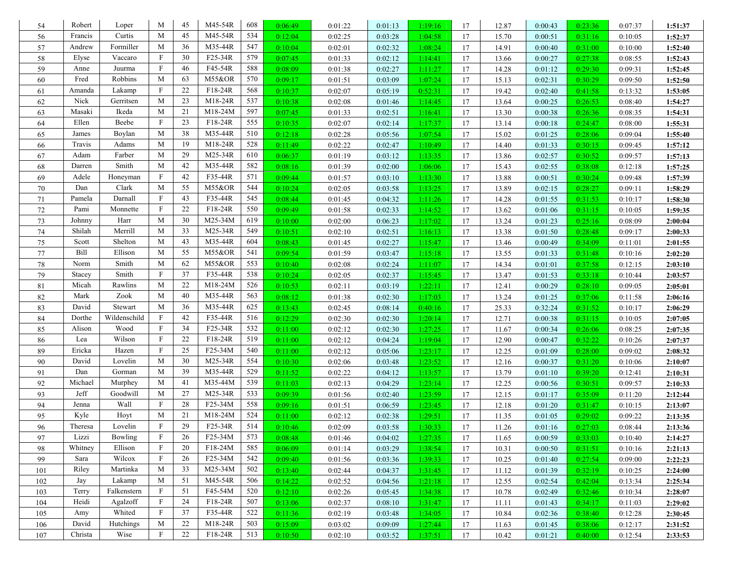| | | | | | | | | | | | | | | | | |
|---|---|---|---|---|---|---|---|---|---|---|---|---|---|---|---|---|
| 54 | Robert | Loper | M | 45 | M45-54R | 608 | 0:06:49 | 0:01:22 | 0:01:13 | 1:19:16 | 17 | 12.87 | 0:00:43 | 0:23:36 | 0:07:37 | **1:51:37** |
| 56 | Francis | Curtis | M | 45 | M45-54R | 534 | 0:12:04 | 0:02:25 | 0:03:28 | 1:04:58 | 17 | 15.70 | 0:00:51 | 0:31:16 | 0:10:05 | **1:52:37** |
| 57 | Andrew | Formiller | M | 36 | M35-44R | 547 | 0:10:04 | 0:02:01 | 0:02:32 | 1:08:24 | 17 | 14.91 | 0:00:40 | 0:31:00 | 0:10:00 | **1:52:40** |
| 58 | Elyse | Vaccaro | F | 30 | F25-34R | 579 | 0:07:45 | 0:01:33 | 0:02:12 | 1:14:41 | 17 | 13.66 | 0:00:27 | 0:27:38 | 0:08:55 | **1:52:43** |
| 59 | Anne | Juurma | F | 46 | F45-54R | 588 | 0:08:09 | 0:01:38 | 0:02:27 | 1:11:27 | 17 | 14.28 | 0:01:12 | 0:29:30 | 0:09:31 | **1:52:45** |
| 60 | Fred | Robbins | M | 63 | M55&OR | 570 | 0:09:17 | 0:01:51 | 0:03:09 | 1:07:24 | 17 | 15.13 | 0:02:31 | 0:30:29 | 0:09:50 | **1:52:50** |
| 61 | Amanda | Lakamp | F | 22 | F18-24R | 568 | 0:10:37 | 0:02:07 | 0:05:19 | 0:52:31 | 17 | 19.42 | 0:02:40 | 0:41:58 | 0:13:32 | **1:53:05** |
| 62 | Nick | Gerritsen | M | 23 | M18-24R | 537 | 0:10:38 | 0:02:08 | 0:01:46 | 1:14:45 | 17 | 13.64 | 0:00:25 | 0:26:53 | 0:08:40 | **1:54:27** |
| 63 | Masaki | Ikeda | M | 21 | M18-24M | 597 | 0:07:45 | 0:01:33 | 0:02:51 | 1:16:41 | 17 | 13.30 | 0:00:38 | 0:26:36 | 0:08:35 | **1:54:31** |
| 64 | Ellen | Beebe | F | 23 | F18-24R | 555 | 0:10:35 | 0:02:07 | 0:02:14 | 1:17:37 | 17 | 13.14 | 0:00:18 | 0:24:47 | 0:08:00 | **1:55:31** |
| 65 | James | Boylan | M | 38 | M35-44R | 510 | 0:12:18 | 0:02:28 | 0:05:56 | 1:07:54 | 17 | 15.02 | 0:01:25 | 0:28:06 | 0:09:04 | **1:55:40** |
| 66 | Travis | Adams | M | 19 | M18-24R | 528 | 0:11:49 | 0:02:22 | 0:02:47 | 1:10:49 | 17 | 14.40 | 0:01:33 | 0:30:15 | 0:09:45 | **1:57:12** |
| 67 | Adam | Farber | M | 29 | M25-34R | 610 | 0:06:37 | 0:01:19 | 0:03:12 | 1:13:35 | 17 | 13.86 | 0:02:57 | 0:30:52 | 0:09:57 | **1:57:13** |
| 68 | Darren | Smith | M | 42 | M35-44R | 582 | 0:08:16 | 0:01:39 | 0:02:00 | 1:06:06 | 17 | 15.43 | 0:02:55 | 0:38:08 | 0:12:18 | **1:57:25** |
| 69 | Adele | Honeyman | F | 42 | F35-44R | 571 | 0:09:44 | 0:01:57 | 0:03:10 | 1:13:30 | 17 | 13.88 | 0:00:51 | 0:30:24 | 0:09:48 | **1:57:39** |
| 70 | Dan | Clark | M | 55 | M55&OR | 544 | 0:10:24 | 0:02:05 | 0:03:58 | 1:13:25 | 17 | 13.89 | 0:02:15 | 0:28:27 | 0:09:11 | **1:58:29** |
| 71 | Pamela | Darnall | F | 43 | F35-44R | 545 | 0:08:44 | 0:01:45 | 0:04:32 | 1:11:26 | 17 | 14.28 | 0:01:55 | 0:31:53 | 0:10:17 | **1:58:30** |
| 72 | Pami | Monnette | F | 22 | F18-24R | 550 | 0:09:49 | 0:01:58 | 0:02:33 | 1:14:52 | 17 | 13.62 | 0:01:06 | 0:31:15 | 0:10:05 | **1:59:35** |
| 73 | Johnny | Harr | M | 30 | M25-34M | 619 | 0:10:00 | 0:02:00 | 0:06:23 | 1:17:02 | 17 | 13.24 | 0:01:23 | 0:25:16 | 0:08:09 | **2:00:04** |
| 74 | Shilah | Merrill | M | 33 | M25-34R | 549 | 0:10:51 | 0:02:10 | 0:02:51 | 1:16:13 | 17 | 13.38 | 0:01:50 | 0:28:48 | 0:09:17 | **2:00:33** |
| 75 | Scott | Shelton | M | 43 | M35-44R | 604 | 0:08:43 | 0:01:45 | 0:02:27 | 1:15:47 | 17 | 13.46 | 0:00:49 | 0:34:09 | 0:11:01 | **2:01:55** |
| 77 | Bill | Ellison | M | 55 | M55&OR | 541 | 0:09:54 | 0:01:59 | 0:03:47 | 1:15:18 | 17 | 13.55 | 0:01:33 | 0:31:48 | 0:10:16 | **2:02:20** |
| 78 | Norm | Smith | M | 62 | M55&OR | 553 | 0:10:40 | 0:02:08 | 0:02:24 | 1:11:07 | 17 | 14.34 | 0:01:01 | 0:37:58 | 0:12:15 | **2:03:10** |
| 79 | Stacey | Smith | F | 37 | F35-44R | 538 | 0:10:24 | 0:02:05 | 0:02:37 | 1:15:45 | 17 | 13.47 | 0:01:53 | 0:33:18 | 0:10:44 | **2:03:57** |
| 81 | Micah | Rawlins | M | 22 | M18-24M | 526 | 0:10:53 | 0:02:11 | 0:03:19 | 1:22:11 | 17 | 12.41 | 0:00:29 | 0:28:10 | 0:09:05 | **2:05:01** |
| 82 | Mark | Zook | M | 40 | M35-44R | 563 | 0:08:12 | 0:01:38 | 0:02:30 | 1:17:03 | 17 | 13.24 | 0:01:25 | 0:37:06 | 0:11:58 | **2:06:16** |
| 83 | David | Stewart | M | 36 | M35-44R | 625 | 0:13:43 | 0:02:45 | 0:08:14 | 0:40:16 | 17 | 25.33 | 0:32:24 | 0:31:52 | 0:10:17 | **2:06:29** |
| 84 | Dorthe | Wildenschild | F | 42 | F35-44R | 516 | 0:12:29 | 0:02:30 | 0:02:30 | 1:20:14 | 17 | 12.71 | 0:00:38 | 0:31:15 | 0:10:05 | **2:07:05** |
| 85 | Alison | Wood | F | 34 | F25-34R | 532 | 0:11:00 | 0:02:12 | 0:02:30 | 1:27:25 | 17 | 11.67 | 0:00:34 | 0:26:06 | 0:08:25 | **2:07:35** |
| 86 | Lea | Wilson | F | 22 | F18-24R | 519 | 0:11:00 | 0:02:12 | 0:04:24 | 1:19:04 | 17 | 12.90 | 0:00:47 | 0:32:22 | 0:10:26 | **2:07:37** |
| 89 | Ericka | Hazen | F | 25 | F25-34M | 540 | 0:11:00 | 0:02:12 | 0:05:06 | 1:23:17 | 17 | 12.25 | 0:01:09 | 0:28:00 | 0:09:02 | **2:08:32** |
| 90 | David | Lovelin | M | 30 | M25-34R | 554 | 0:10:30 | 0:02:06 | 0:03:48 | 1:23:52 | 17 | 12.16 | 0:00:37 | 0:31:20 | 0:10:06 | **2:10:07** |
| 91 | Dan | Gorman | M | 39 | M35-44R | 529 | 0:11:52 | 0:02:22 | 0:04:12 | 1:13:57 | 17 | 13.79 | 0:01:10 | 0:39:20 | 0:12:41 | **2:10:31** |
| 92 | Michael | Murphey | M | 41 | M35-44M | 539 | 0:11:03 | 0:02:13 | 0:04:29 | 1:23:14 | 17 | 12.25 | 0:00:56 | 0:30:51 | 0:09:57 | **2:10:33** |
| 93 | Jeff | Goodwill | M | 27 | M25-34R | 533 | 0:09:39 | 0:01:56 | 0:02:40 | 1:23:59 | 17 | 12.15 | 0:01:17 | 0:35:09 | 0:11:20 | **2:12:44** |
| 94 | Jenna | Wall | F | 28 | F25-34M | 558 | 0:09:16 | 0:01:51 | 0:06:59 | 1:23:45 | 17 | 12.18 | 0:01:20 | 0:31:47 | 0:10:15 | **2:13:07** |
| 95 | Kyle | Hoyt | M | 21 | M18-24M | 524 | 0:11:00 | 0:02:12 | 0:02:38 | 1:29:51 | 17 | 11.35 | 0:01:05 | 0:29:02 | 0:09:22 | **2:13:35** |
| 96 | Theresa | Lovelin | F | 29 | F25-34R | 514 | 0:10:46 | 0:02:09 | 0:03:58 | 1:30:33 | 17 | 11.26 | 0:01:16 | 0:27:03 | 0:08:44 | **2:13:36** |
| 97 | Lizzi | Bowling | F | 26 | F25-34M | 573 | 0:08:48 | 0:01:46 | 0:04:02 | 1:27:35 | 17 | 11.65 | 0:00:59 | 0:33:03 | 0:10:40 | **2:14:27** |
| 98 | Whitney | Ellison | F | 20 | F18-24M | 585 | 0:06:09 | 0:01:14 | 0:03:29 | 1:38:54 | 17 | 10.31 | 0:00:50 | 0:31:51 | 0:10:16 | **2:21:13** |
| 99 | Sara | Wilcox | F | 26 | F25-34M | 542 | 0:09:40 | 0:01:56 | 0:03:36 | 1:39:33 | 17 | 10.25 | 0:01:40 | 0:27:54 | 0:09:00 | **2:22:23** |
| 101 | Riley | Martinka | M | 33 | M25-34M | 502 | 0:13:40 | 0:02:44 | 0:04:37 | 1:31:45 | 17 | 11.12 | 0:01:39 | 0:32:19 | 0:10:25 | **2:24:00** |
| 102 | Jay | Lakamp | M | 51 | M45-54R | 506 | 0:14:22 | 0:02:52 | 0:04:56 | 1:21:18 | 17 | 12.55 | 0:02:54 | 0:42:04 | 0:13:34 | **2:25:34** |
| 103 | Terry | Falkenstern | F | 51 | F45-54M | 520 | 0:12:10 | 0:02:26 | 0:05:45 | 1:34:38 | 17 | 10.78 | 0:02:49 | 0:32:46 | 0:10:34 | **2:28:07** |
| 104 | Heidi | Agalzoff | F | 24 | F18-24R | 507 | 0:13:06 | 0:02:37 | 0:08:10 | 1:31:47 | 17 | 11.11 | 0:01:43 | 0:34:17 | 0:11:03 | **2:29:02** |
| 105 | Amy | Whited | F | 37 | F35-44R | 522 | 0:11:36 | 0:02:19 | 0:03:48 | 1:34:05 | 17 | 10.84 | 0:02:36 | 0:38:40 | 0:12:28 | **2:30:45** |
| 106 | David | Hutchings | M | 22 | M18-24R | 503 | 0:15:09 | 0:03:02 | 0:09:09 | 1:27:44 | 17 | 11.63 | 0:01:45 | 0:38:06 | 0:12:17 | **2:31:52** |
| 107 | Christa | Wise | F | 22 | F18-24R | 513 | 0:10:50 | 0:02:10 | 0:03:52 | 1:37:51 | 17 | 10.42 | 0:01:21 | 0:40:00 | 0:12:54 | **2:33:53** |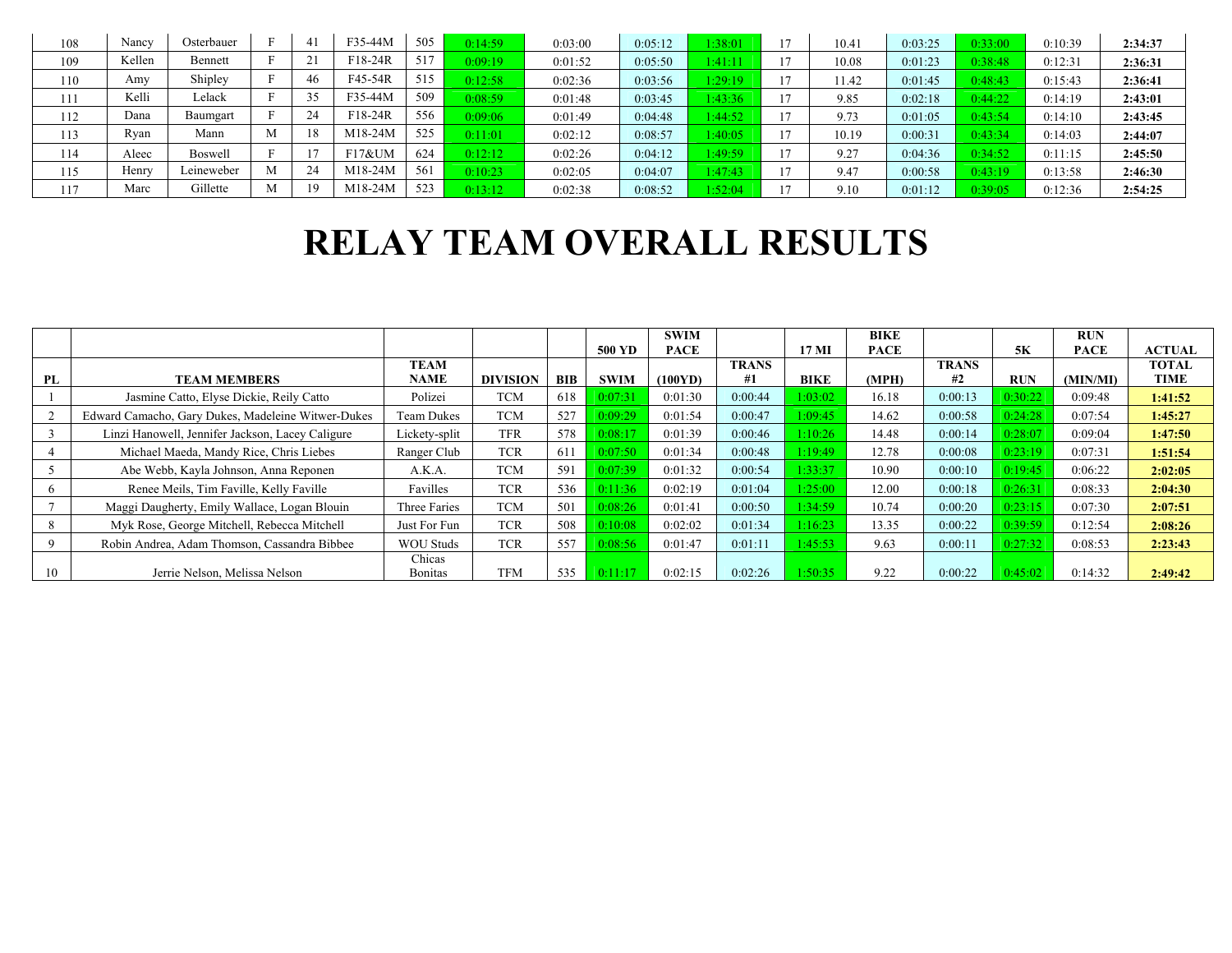| | | | | | | | | | | | | | | | |
|---|---|---|---|---|---|---|---|---|---|---|---|---|---|---|---|
| 108 | Nancy | Osterbauer | F | 41 | F35-44M | 505 | 0:14:59 | 0:03:00 | 0:05:12 | 1:38:01 | 17 | 10.41 | 0:03:25 | 0:33:00 | 0:10:39 | **2:34:37** |
| 109 | Kellen | Bennett | F | 21 | F18-24R | 517 | 0:09:19 | 0:01:52 | 0:05:50 | 1:41:11 | 17 | 10.08 | 0:01:23 | 0:38:48 | 0:12:31 | **2:36:31** |
| 110 | Amy | Shipley | F | 46 | F45-54R | 515 | 0:12:58 | 0:02:36 | 0:03:56 | 1:29:19 | 17 | 11.42 | 0:01:45 | 0:48:43 | 0:15:43 | **2:36:41** |
| 111 | Kelli | Lelack | F | 35 | F35-44M | 509 | 0:08:59 | 0:01:48 | 0:03:45 | 1:43:36 | 17 | 9.85 | 0:02:18 | 0:44:22 | 0:14:19 | **2:43:01** |
| 112 | Dana | Baumgart | F | 24 | F18-24R | 556 | 0:09:06 | 0:01:49 | 0:04:48 | 1:44:52 | 17 | 9.73 | 0:01:05 | 0:43:54 | 0:14:10 | **2:43:45** |
| 113 | Ryan | Mann | M | 18 | M18-24M | 525 | 0:11:01 | 0:02:12 | 0:08:57 | 1:40:05 | 17 | 10.19 | 0:00:31 | 0:43:34 | 0:14:03 | **2:44:07** |
| 114 | Aleec | Boswell | F | 17 | F17&UM | 624 | 0:12:12 | 0:02:26 | 0:04:12 | 1:49:59 | 17 | 9.27 | 0:04:36 | 0:34:52 | 0:11:15 | **2:45:50** |
| 115 | Henry | Leineweber | M | 24 | M18-24M | 561 | 0:10:23 | 0:02:05 | 0:04:07 | 1:47:43 | 17 | 9.47 | 0:00:58 | 0:43:19 | 0:13:58 | **2:46:30** |
| 117 | Marc | Gillette | M | 19 | M18-24M | 523 | 0:13:12 | 0:02:38 | 0:08:52 | 1:52:04 | 17 | 9.10 | 0:01:12 | 0:39:05 | 0:12:36 | **2:54:25** |

# RELAY TEAM OVERALL RESULTS

| PL | TEAM MEMBERS | TEAM NAME | DIVISION | BIB | 500 YD SWIM | SWIM PACE (100YD) | TRANS #1 | 17 MI BIKE | BIKE PACE (MPH) | TRANS #2 | 5K RUN | RUN PACE (MIN/MI) | ACTUAL TOTAL TIME |
|---|---|---|---|---|---|---|---|---|---|---|---|---|---|
| 1 | Jasmine Catto, Elyse Dickie, Reily Catto | Polizei | TCM | 618 | 0:07:31 | 0:01:30 | 0:00:44 | 1:03:02 | 16.18 | 0:00:13 | 0:30:22 | 0:09:48 | **1:41:52** |
| 2 | Edward Camacho, Gary Dukes, Madeleine Witwer-Dukes | Team Dukes | TCM | 527 | 0:09:29 | 0:01:54 | 0:00:47 | 1:09:45 | 14.62 | 0:00:58 | 0:24:28 | 0:07:54 | **1:45:27** |
| 3 | Linzi Hanowell, Jennifer Jackson, Lacey Caligure | Lickety-split | TFR | 578 | 0:08:17 | 0:01:39 | 0:00:46 | 1:10:26 | 14.48 | 0:00:14 | 0:28:07 | 0:09:04 | **1:47:50** |
| 4 | Michael Maeda, Mandy Rice, Chris Liebes | Ranger Club | TCR | 611 | 0:07:50 | 0:01:34 | 0:00:48 | 1:19:49 | 12.78 | 0:00:08 | 0:23:19 | 0:07:31 | **1:51:54** |
| 5 | Abe Webb, Kayla Johnson, Anna Reponen | A.K.A. | TCM | 591 | 0:07:39 | 0:01:32 | 0:00:54 | 1:33:37 | 10.90 | 0:00:10 | 0:19:45 | 0:06:22 | **2:02:05** |
| 6 | Renee Meils, Tim Faville, Kelly Faville | Favilles | TCR | 536 | 0:11:36 | 0:02:19 | 0:01:04 | 1:25:00 | 12.00 | 0:00:18 | 0:26:31 | 0:08:33 | **2:04:30** |
| 7 | Maggi Daugherty, Emily Wallace, Logan Blouin | Three Faries | TCM | 501 | 0:08:26 | 0:01:41 | 0:00:50 | 1:34:59 | 10.74 | 0:00:20 | 0:23:15 | 0:07:30 | **2:07:51** |
| 8 | Myk Rose, George Mitchell, Rebecca Mitchell | Just For Fun | TCR | 508 | 0:10:08 | 0:02:02 | 0:01:34 | 1:16:23 | 13.35 | 0:00:22 | 0:39:59 | 0:12:54 | **2:08:26** |
| 9 | Robin Andrea, Adam Thomson, Cassandra Bibbee | WOU Studs | TCR | 557 | 0:08:56 | 0:01:47 | 0:01:11 | 1:45:53 | 9.63 | 0:00:11 | 0:27:32 | 0:08:53 | **2:23:43** |
| 10 | Jerrie Nelson, Melissa Nelson | Chicas Bonitas | TFM | 535 | 0:11:17 | 0:02:15 | 0:02:26 | 1:50:35 | 9.22 | 0:00:22 | 0:45:02 | 0:14:32 | **2:49:42** |